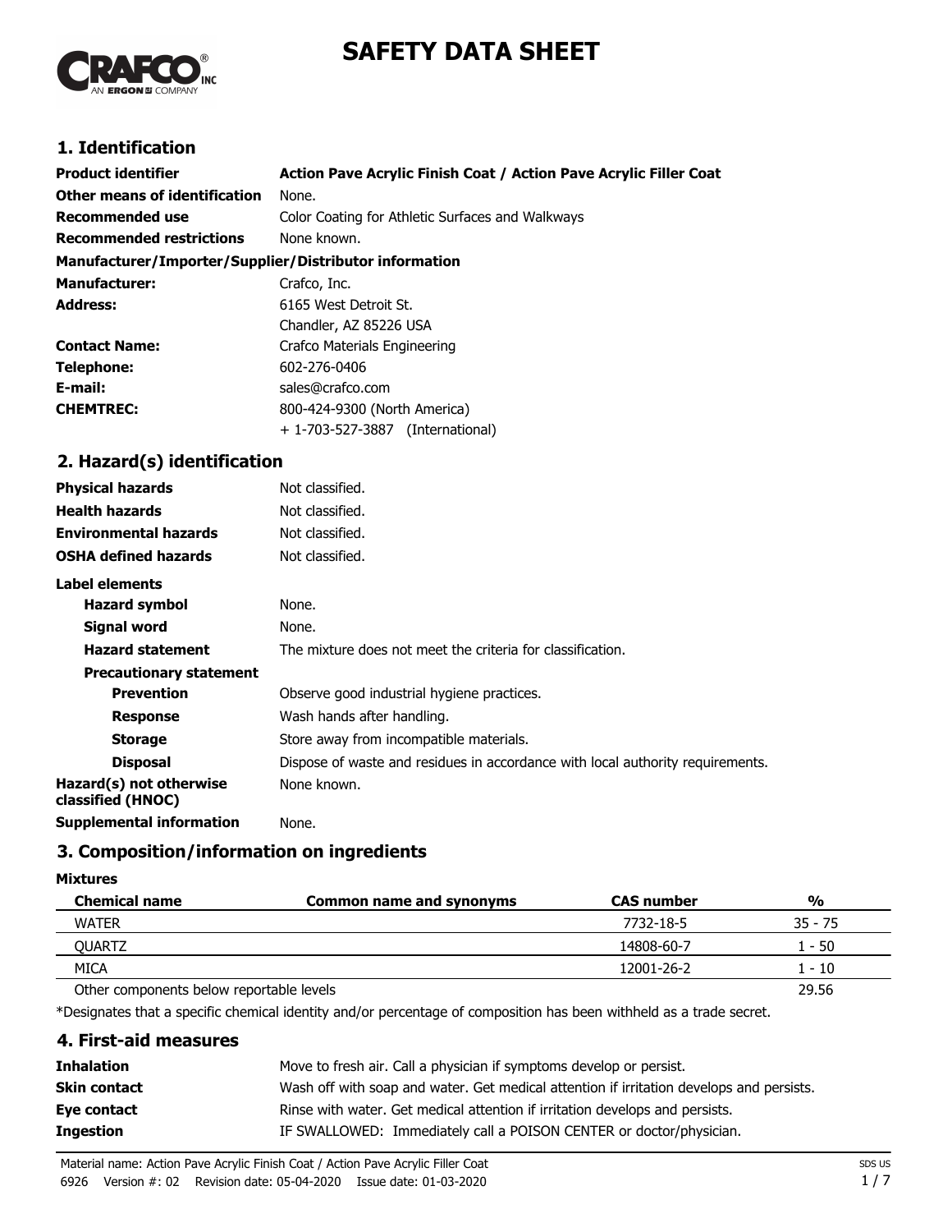# SAFETY DATA SHEET

## 1. Identification

| | |
|---|---|
| **Product identifier** | **Action Pave Acrylic Finish Coat / Action Pave Acrylic Filler Coat** |
| **Other means of identification** | None. |
| **Recommended use** | Color Coating for Athletic Surfaces and Walkways |
| **Recommended restrictions** | None known. |

**Manufacturer/Importer/Supplier/Distributor information**

| | |
|---|---|
| **Manufacturer:** | Crafco, Inc. |
| **Address:** | 6165 West Detroit St.<br>Chandler, AZ 85226 USA |
| **Contact Name:** | Crafco Materials Engineering |
| **Telephone:** | 602-276-0406 |
| **E-mail:** | sales@crafco.com |
| **CHEMTREC:** | 800-424-9300 (North America)<br>+ 1-703-527-3887 (International) |

## 2. Hazard(s) identification

| | |
|---|---|
| **Physical hazards** | Not classified. |
| **Health hazards** | Not classified. |
| **Environmental hazards** | Not classified. |
| **OSHA defined hazards** | Not classified. |

**Label elements**

| | |
|---|---|
| **Hazard symbol** | None. |
| **Signal word** | None. |
| **Hazard statement** | The mixture does not meet the criteria for classification. |

**Precautionary statement**

| | |
|---|---|
| **Prevention** | Observe good industrial hygiene practices. |
| **Response** | Wash hands after handling. |
| **Storage** | Store away from incompatible materials. |
| **Disposal** | Dispose of waste and residues in accordance with local authority requirements. |
| **Hazard(s) not otherwise classified (HNOC)** | None known. |
| **Supplemental information** | None. |

## 3. Composition/information on ingredients

**Mixtures**

| Chemical name | Common name and synonyms | CAS number | % |
|---|---|---|---|
| WATER | | 7732-18-5 | 35 - 75 |
| QUARTZ | | 14808-60-7 | 1 - 50 |
| MICA | | 12001-26-2 | 1 - 10 |
| Other components below reportable levels | | | 29.56 |

*Designates that a specific chemical identity and/or percentage of composition has been withheld as a trade secret.

## 4. First-aid measures

| | |
|---|---|
| **Inhalation** | Move to fresh air. Call a physician if symptoms develop or persist. |
| **Skin contact** | Wash off with soap and water. Get medical attention if irritation develops and persists. |
| **Eye contact** | Rinse with water. Get medical attention if irritation develops and persists. |
| **Ingestion** | IF SWALLOWED: Immediately call a POISON CENTER or doctor/physician. |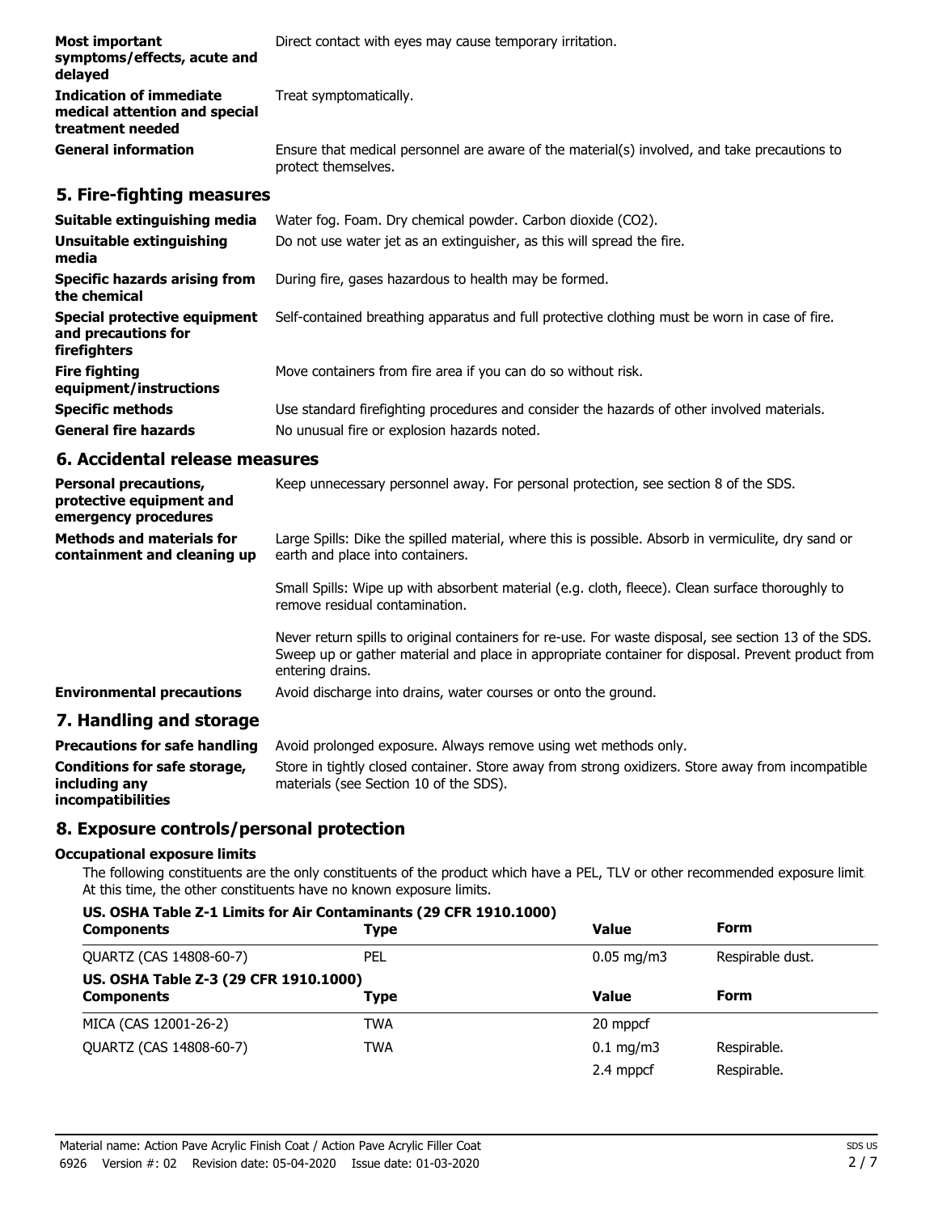| | |
|---|---|
| **Most important symptoms/effects, acute and delayed** | Direct contact with eyes may cause temporary irritation. |
| **Indication of immediate medical attention and special treatment needed** | Treat symptomatically. |
| **General information** | Ensure that medical personnel are aware of the material(s) involved, and take precautions to protect themselves. |

## 5. Fire-fighting measures

| | |
|---|---|
| **Suitable extinguishing media** | Water fog. Foam. Dry chemical powder. Carbon dioxide ($CO_2$). |
| **Unsuitable extinguishing media** | Do not use water jet as an extinguisher, as this will spread the fire. |
| **Specific hazards arising from the chemical** | During fire, gases hazardous to health may be formed. |
| **Special protective equipment and precautions for firefighters** | Self-contained breathing apparatus and full protective clothing must be worn in case of fire. |
| **Fire fighting equipment/instructions** | Move containers from fire area if you can do so without risk. |
| **Specific methods** | Use standard firefighting procedures and consider the hazards of other involved materials. |
| **General fire hazards** | No unusual fire or explosion hazards noted. |

## 6. Accidental release measures

| | |
|---|---|
| **Personal precautions, protective equipment and emergency procedures** | Keep unnecessary personnel away. For personal protection, see section 8 of the SDS. |
| **Methods and materials for containment and cleaning up** | Large Spills: Dike the spilled material, where this is possible. Absorb in vermiculite, dry sand or earth and place into containers.<br><br>Small Spills: Wipe up with absorbent material (e.g. cloth, fleece). Clean surface thoroughly to remove residual contamination.<br><br>Never return spills to original containers for re-use. For waste disposal, see section 13 of the SDS. Sweep up or gather material and place in appropriate container for disposal. Prevent product from entering drains. |
| **Environmental precautions** | Avoid discharge into drains, water courses or onto the ground. |

## 7. Handling and storage

| | |
|---|---|
| **Precautions for safe handling** | Avoid prolonged exposure. Always remove using wet methods only. |
| **Conditions for safe storage, including any incompatibilities** | Store in tightly closed container. Store away from strong oxidizers. Store away from incompatible materials (see Section 10 of the SDS). |

## 8. Exposure controls/personal protection

### Occupational exposure limits

The following constituents are the only constituents of the product which have a PEL, TLV or other recommended exposure limit. At this time, the other constituents have no known exposure limits.

**US. OSHA Table Z-1 Limits for Air Contaminants (29 CFR 1910.1000)**

| Components | Type | Value | Form |
|---|---|---|---|
| QUARTZ (CAS 14808-60-7) | PEL | 0.05 mg/m3 | Respirable dust. |

**US. OSHA Table Z-3 (29 CFR 1910.1000)**

| Components | Type | Value | Form |
|---|---|---|---|
| MICA (CAS 12001-26-2) | TWA | 20 mppcf | |
| QUARTZ (CAS 14808-60-7) | TWA | 0.1 mg/m3 | Respirable. |
| | | 2.4 mppcf | Respirable. |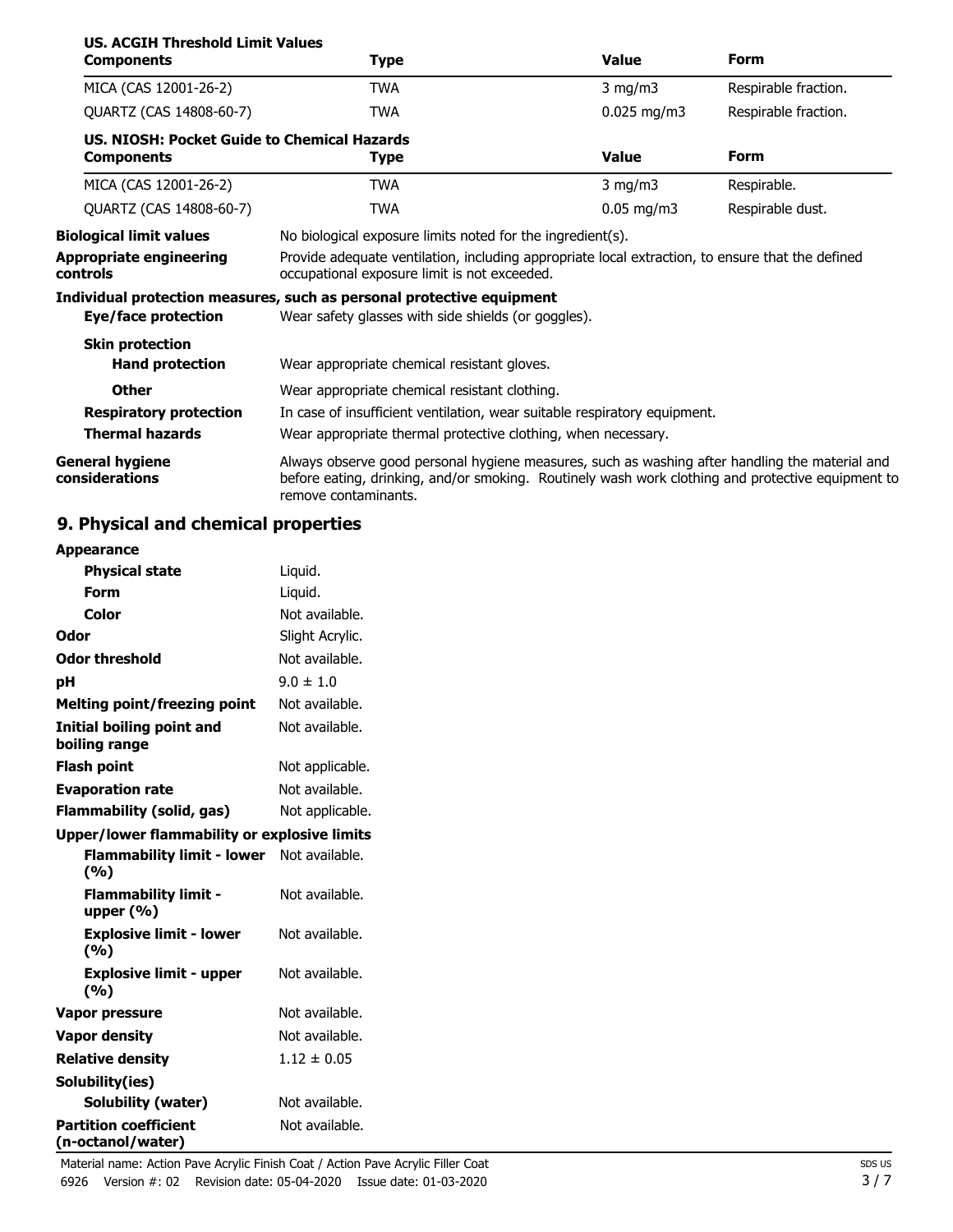**US. ACGIH Threshold Limit Values**

| Components | Type | Value | Form |
| --- | --- | --- | --- |
| MICA (CAS 12001-26-2) | TWA | 3 mg/m3 | Respirable fraction. |
| QUARTZ (CAS 14808-60-7) | TWA | 0.025 mg/m3 | Respirable fraction. |

**US. NIOSH: Pocket Guide to Chemical Hazards**

| Components | Type | Value | Form |
| --- | --- | --- | --- |
| MICA (CAS 12001-26-2) | TWA | 3 mg/m3 | Respirable. |
| QUARTZ (CAS 14808-60-7) | TWA | 0.05 mg/m3 | Respirable dust. |

**Biological limit values** No biological exposure limits noted for the ingredient(s).

**Appropriate engineering controls** Provide adequate ventilation, including appropriate local extraction, to ensure that the defined occupational exposure limit is not exceeded.

**Individual protection measures, such as personal protective equipment**

**Eye/face protection** Wear safety glasses with side shields (or goggles).

**Skin protection**

**Hand protection** Wear appropriate chemical resistant gloves.

**Other** Wear appropriate chemical resistant clothing.

**Respiratory protection** In case of insufficient ventilation, wear suitable respiratory equipment.

**Thermal hazards** Wear appropriate thermal protective clothing, when necessary.

**General hygiene considerations** Always observe good personal hygiene measures, such as washing after handling the material and before eating, drinking, and/or smoking. Routinely wash work clothing and protective equipment to remove contaminants.

## 9. Physical and chemical properties

**Appearance**

| | |
| --- | --- |
| **Physical state** | Liquid. |
| **Form** | Liquid. |
| **Color** | Not available. |
| **Odor** | Slight Acrylic. |
| **Odor threshold** | Not available. |
| **pH** | 9.0 ± 1.0 |
| **Melting point/freezing point** | Not available. |
| **Initial boiling point and boiling range** | Not available. |
| **Flash point** | Not applicable. |
| **Evaporation rate** | Not available. |
| **Flammability (solid, gas)** | Not applicable. |

**Upper/lower flammability or explosive limits**

| | |
| --- | --- |
| **Flammability limit - lower (%)** | Not available. |
| **Flammability limit - upper (%)** | Not available. |
| **Explosive limit - lower (%)** | Not available. |
| **Explosive limit - upper (%)** | Not available. |
| **Vapor pressure** | Not available. |
| **Vapor density** | Not available. |
| **Relative density** | 1.12 ± 0.05 |

**Solubility(ies)**

| | |
| --- | --- |
| **Solubility (water)** | Not available. |
| **Partition coefficient (n-octanol/water)** | Not available. |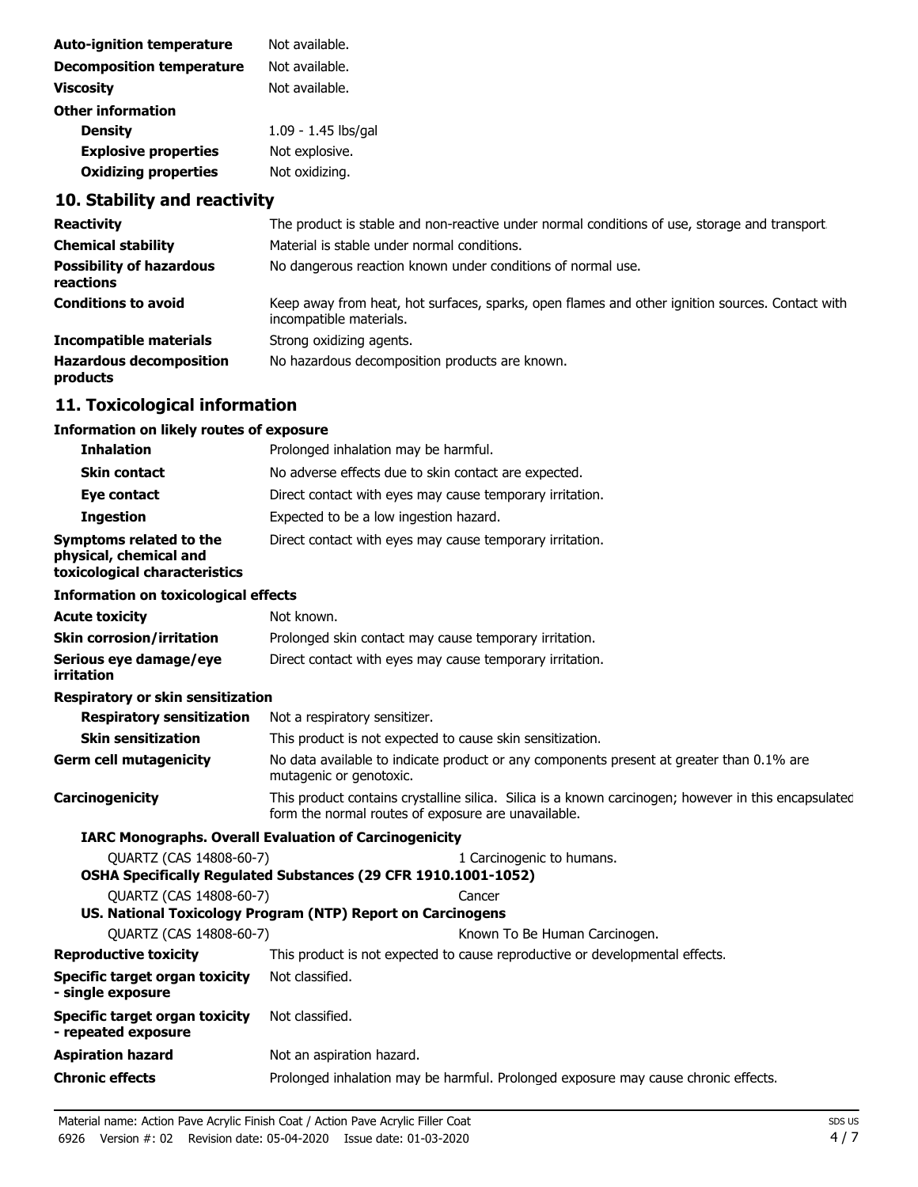| | |
|---|---|
| **Auto-ignition temperature** | Not available. |
| **Decomposition temperature** | Not available. |
| **Viscosity** | Not available. |
| **Other information** | |
| **Density** | 1.09 - 1.45 lbs/gal |
| **Explosive properties** | Not explosive. |
| **Oxidizing properties** | Not oxidizing. |

## 10. Stability and reactivity

| | |
|---|---|
| **Reactivity** | The product is stable and non-reactive under normal conditions of use, storage and transport. |
| **Chemical stability** | Material is stable under normal conditions. |
| **Possibility of hazardous reactions** | No dangerous reaction known under conditions of normal use. |
| **Conditions to avoid** | Keep away from heat, hot surfaces, sparks, open flames and other ignition sources. Contact with incompatible materials. |
| **Incompatible materials** | Strong oxidizing agents. |
| **Hazardous decomposition products** | No hazardous decomposition products are known. |

## 11. Toxicological information

**Information on likely routes of exposure**

| | |
|---|---|
| **Inhalation** | Prolonged inhalation may be harmful. |
| **Skin contact** | No adverse effects due to skin contact are expected. |
| **Eye contact** | Direct contact with eyes may cause temporary irritation. |
| **Ingestion** | Expected to be a low ingestion hazard. |
| **Symptoms related to the physical, chemical and toxicological characteristics** | Direct contact with eyes may cause temporary irritation. |

**Information on toxicological effects**

| | |
|---|---|
| **Acute toxicity** | Not known. |
| **Skin corrosion/irritation** | Prolonged skin contact may cause temporary irritation. |
| **Serious eye damage/eye irritation** | Direct contact with eyes may cause temporary irritation. |

**Respiratory or skin sensitization**

| | |
|---|---|
| **Respiratory sensitization** | Not a respiratory sensitizer. |
| **Skin sensitization** | This product is not expected to cause skin sensitization. |
| **Germ cell mutagenicity** | No data available to indicate product or any components present at greater than 0.1% are mutagenic or genotoxic. |
| **Carcinogenicity** | This product contains crystalline silica. Silica is a known carcinogen; however in this encapsulated form the normal routes of exposure are unavailable. |

**IARC Monographs. Overall Evaluation of Carcinogenicity**

| | |
|---|---|
| QUARTZ (CAS 14808-60-7) | 1 Carcinogenic to humans. |

**OSHA Specifically Regulated Substances (29 CFR 1910.1001-1052)**

| | |
|---|---|
| QUARTZ (CAS 14808-60-7) | Cancer |

**US. National Toxicology Program (NTP) Report on Carcinogens**

| | |
|---|---|
| QUARTZ (CAS 14808-60-7) | Known To Be Human Carcinogen. |

| | |
|---|---|
| **Reproductive toxicity** | This product is not expected to cause reproductive or developmental effects. |
| **Specific target organ toxicity - single exposure** | Not classified. |
| **Specific target organ toxicity - repeated exposure** | Not classified. |
| **Aspiration hazard** | Not an aspiration hazard. |
| **Chronic effects** | Prolonged inhalation may be harmful. Prolonged exposure may cause chronic effects. |

Material name: Action Pave Acrylic Finish Coat / Action Pave Acrylic Filler Coat
6926 Version #: 02 Revision date: 05-04-2020 Issue date: 01-03-2020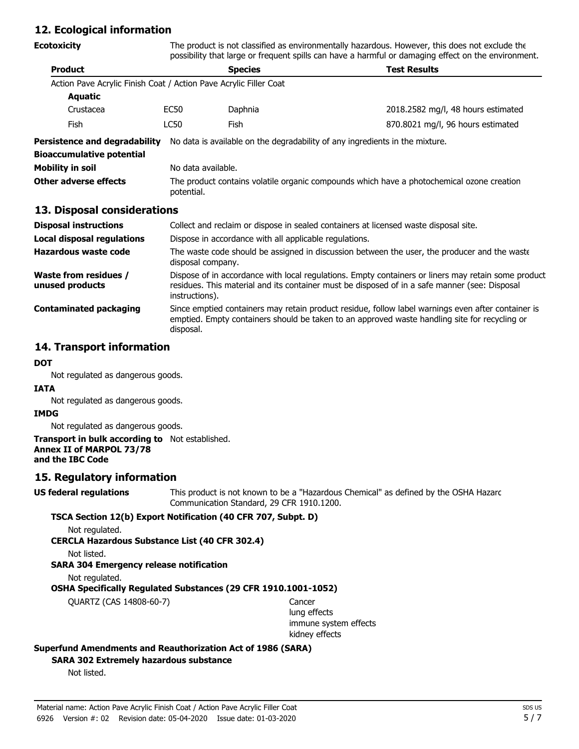## 12. Ecological information

**Ecotoxicity**

The product is not classified as environmentally hazardous. However, this does not exclude the possibility that large or frequent spills can have a harmful or damaging effect on the environment.

| Product | | Species | Test Results |
|---|---|---|---|
| Action Pave Acrylic Finish Coat / Action Pave Acrylic Filler Coat | | | |
| **Aquatic** | | | |
| Crustacea | EC50 | Daphnia | 2018.2582 mg/l, 48 hours estimated |
| Fish | LC50 | Fish | 870.8021 mg/l, 96 hours estimated |

**Persistence and degradability** No data is available on the degradability of any ingredients in the mixture.

**Bioaccumulative potential**

**Mobility in soil** No data available.

**Other adverse effects** The product contains volatile organic compounds which have a photochemical ozone creation potential.

## 13. Disposal considerations

**Disposal instructions** Collect and reclaim or dispose in sealed containers at licensed waste disposal site.

**Local disposal regulations** Dispose in accordance with all applicable regulations.

**Hazardous waste code** The waste code should be assigned in discussion between the user, the producer and the waste disposal company.

**Waste from residues / unused products** Dispose of in accordance with local regulations. Empty containers or liners may retain some product residues. This material and its container must be disposed of in a safe manner (see: Disposal instructions).

**Contaminated packaging** Since emptied containers may retain product residue, follow label warnings even after container is emptied. Empty containers should be taken to an approved waste handling site for recycling or disposal.

## 14. Transport information

**DOT**

Not regulated as dangerous goods.

**IATA**

Not regulated as dangerous goods.

**IMDG**

Not regulated as dangerous goods.

**Transport in bulk according to Annex II of MARPOL 73/78 and the IBC Code** Not established.

## 15. Regulatory information

**US federal regulations** This product is not known to be a "Hazardous Chemical" as defined by the OSHA Hazard Communication Standard, 29 CFR 1910.1200.

**TSCA Section 12(b) Export Notification (40 CFR 707, Subpt. D)**

Not regulated.

**CERCLA Hazardous Substance List (40 CFR 302.4)**

Not listed.

**SARA 304 Emergency release notification**

Not regulated.

**OSHA Specifically Regulated Substances (29 CFR 1910.1001-1052)**

QUARTZ (CAS 14808-60-7)
- Cancer
- lung effects
- immune system effects
- kidney effects

**Superfund Amendments and Reauthorization Act of 1986 (SARA)**

**SARA 302 Extremely hazardous substance**

Not listed.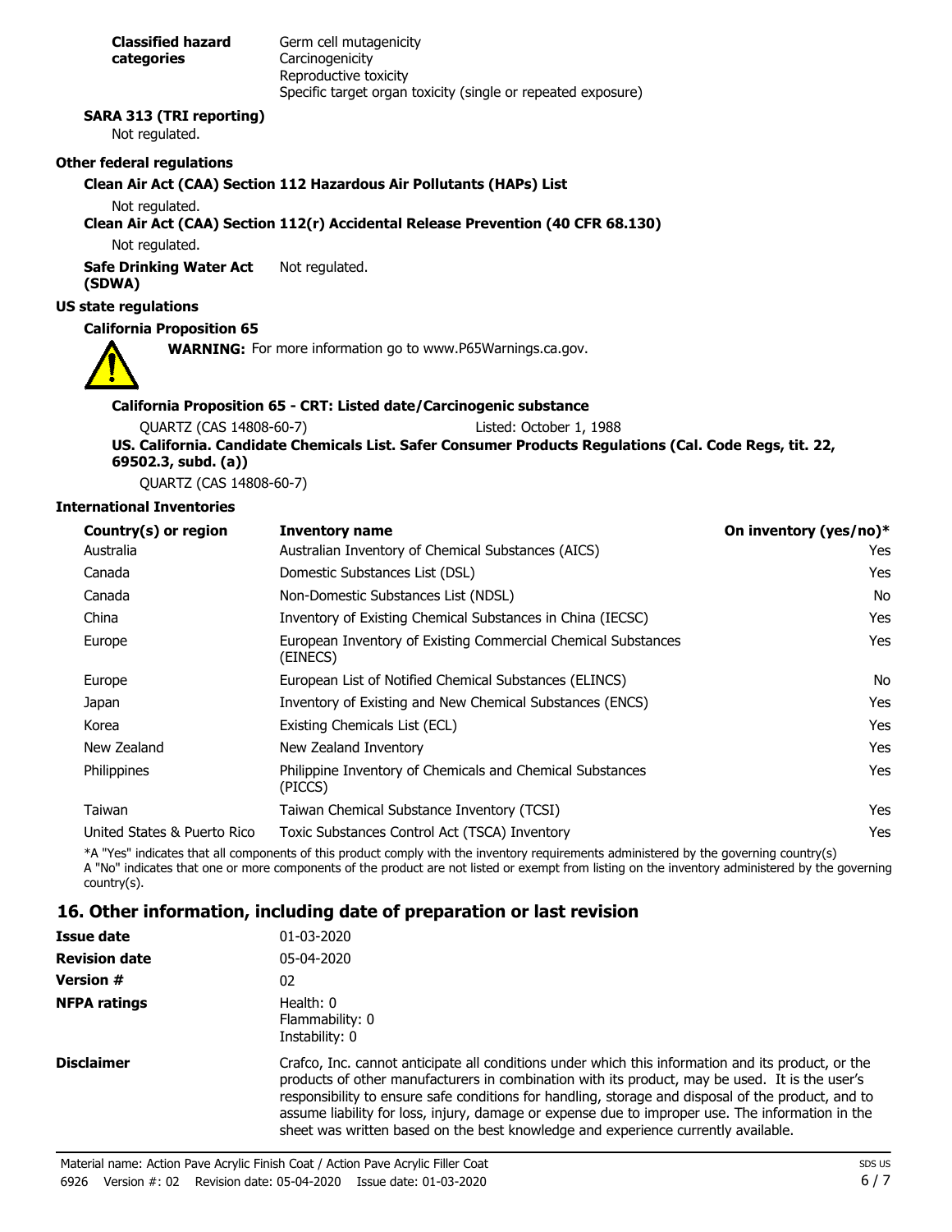**Classified hazard categories**
Germ cell mutagenicity
Carcinogenicity
Reproductive toxicity
Specific target organ toxicity (single or repeated exposure)

**SARA 313 (TRI reporting)**
Not regulated.

**Other federal regulations**

**Clean Air Act (CAA) Section 112 Hazardous Air Pollutants (HAPs) List**
Not regulated.

**Clean Air Act (CAA) Section 112(r) Accidental Release Prevention (40 CFR 68.130)**
Not regulated.

**Safe Drinking Water Act (SDWA)** Not regulated.

**US state regulations**

**California Proposition 65**

**WARNING:** For more information go to www.P65Warnings.ca.gov.

**California Proposition 65 - CRT: Listed date/Carcinogenic substance**

QUARTZ (CAS 14808-60-7) Listed: October 1, 1988

**US. California. Candidate Chemicals List. Safer Consumer Products Regulations (Cal. Code Regs, tit. 22, 69502.3, subd. (a))**

QUARTZ (CAS 14808-60-7)

**International Inventories**

| Country(s) or region | Inventory name | On inventory (yes/no)* |
|---|---|---|
| Australia | Australian Inventory of Chemical Substances (AICS) | Yes |
| Canada | Domestic Substances List (DSL) | Yes |
| Canada | Non-Domestic Substances List (NDSL) | No |
| China | Inventory of Existing Chemical Substances in China (IECSC) | Yes |
| Europe | European Inventory of Existing Commercial Chemical Substances (EINECS) | Yes |
| Europe | European List of Notified Chemical Substances (ELINCS) | No |
| Japan | Inventory of Existing and New Chemical Substances (ENCS) | Yes |
| Korea | Existing Chemicals List (ECL) | Yes |
| New Zealand | New Zealand Inventory | Yes |
| Philippines | Philippine Inventory of Chemicals and Chemical Substances (PICCS) | Yes |
| Taiwan | Taiwan Chemical Substance Inventory (TCSI) | Yes |
| United States & Puerto Rico | Toxic Substances Control Act (TSCA) Inventory | Yes |

*A "Yes" indicates that all components of this product comply with the inventory requirements administered by the governing country(s)
A "No" indicates that one or more components of the product are not listed or exempt from listing on the inventory administered by the governing country(s).

## 16. Other information, including date of preparation or last revision

**Issue date** 01-03-2020

**Revision date** 05-04-2020

**Version #** 02

**NFPA ratings**
Health: 0
Flammability: 0
Instability: 0

**Disclaimer** Crafco, Inc. cannot anticipate all conditions under which this information and its product, or the products of other manufacturers in combination with its product, may be used. It is the user's responsibility to ensure safe conditions for handling, storage and disposal of the product, and to assume liability for loss, injury, damage or expense due to improper use. The information in the sheet was written based on the best knowledge and experience currently available.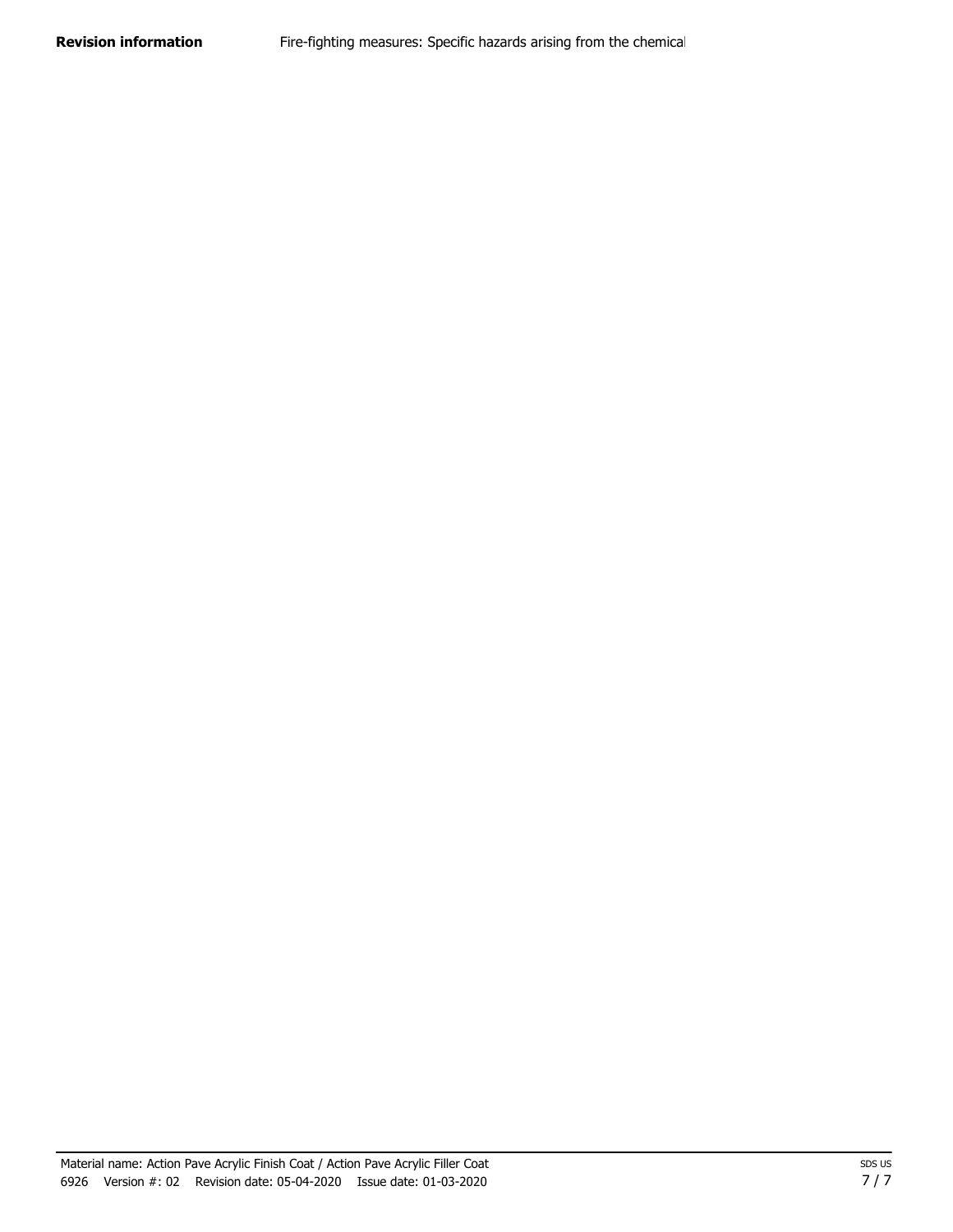**Revision information** Fire-fighting measures: Specific hazards arising from the chemical